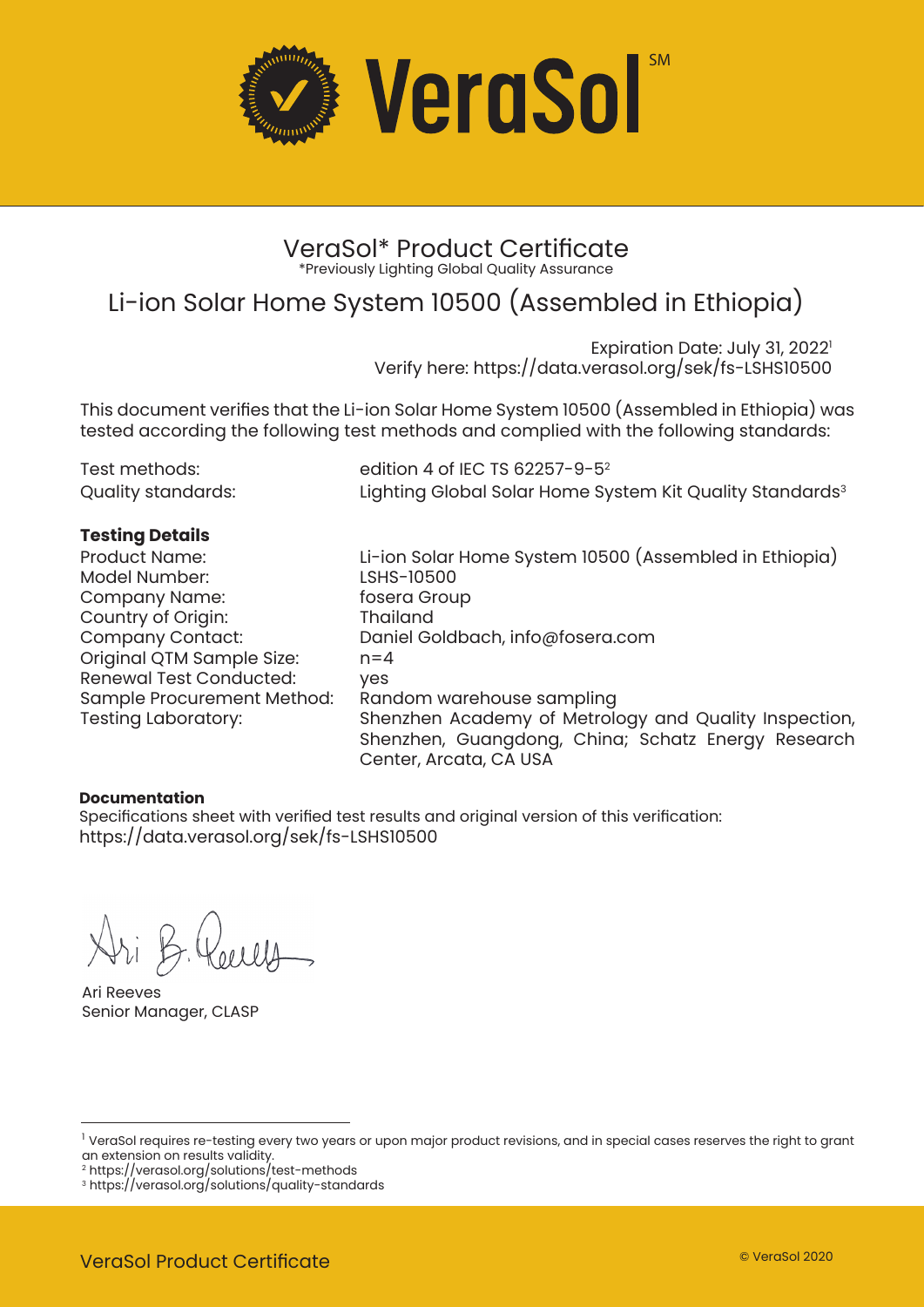# VeraSol℠

## VeraSol* Product Certificate

*Previously Lighting Global Quality Assurance

## Li-ion Solar Home System 10500 (Assembled in Ethiopia)

Expiration Date: July 31, 2022[1]
Verify here: https://data.verasol.org/sek/fs-LSHS10500

This document verifies that the Li-ion Solar Home System 10500 (Assembled in Ethiopia) was tested according the following test methods and complied with the following standards:

| | |
|---|---|
| Test methods: | edition 4 of IEC TS 62257-9-5[2] |
| Quality standards: | Lighting Global Solar Home System Kit Quality Standards[3] |

**Testing Details**

| | |
|---|---|
| Product Name: | Li-ion Solar Home System 10500 (Assembled in Ethiopia) |
| Model Number: | LSHS-10500 |
| Company Name: | fosera Group |
| Country of Origin: | Thailand |
| Company Contact: | Daniel Goldbach, info@fosera.com |
| Original QTM Sample Size: | n=4 |
| Renewal Test Conducted: | yes |
| Sample Procurement Method: | Random warehouse sampling |
| Testing Laboratory: | Shenzhen Academy of Metrology and Quality Inspection, Shenzhen, Guangdong, China; Schatz Energy Research Center, Arcata, CA USA |

**Documentation**

Specifications sheet with verified test results and original version of this verification:
https://data.verasol.org/sek/fs-LSHS10500

Ari Reeves
Senior Manager, CLASP

[1] VeraSol requires re-testing every two years or upon major product revisions, and in special cases reserves the right to grant an extension on results validity.
[2] https://verasol.org/solutions/test-methods
[3] https://verasol.org/solutions/quality-standards

VeraSol Product Certificate

© VeraSol 2020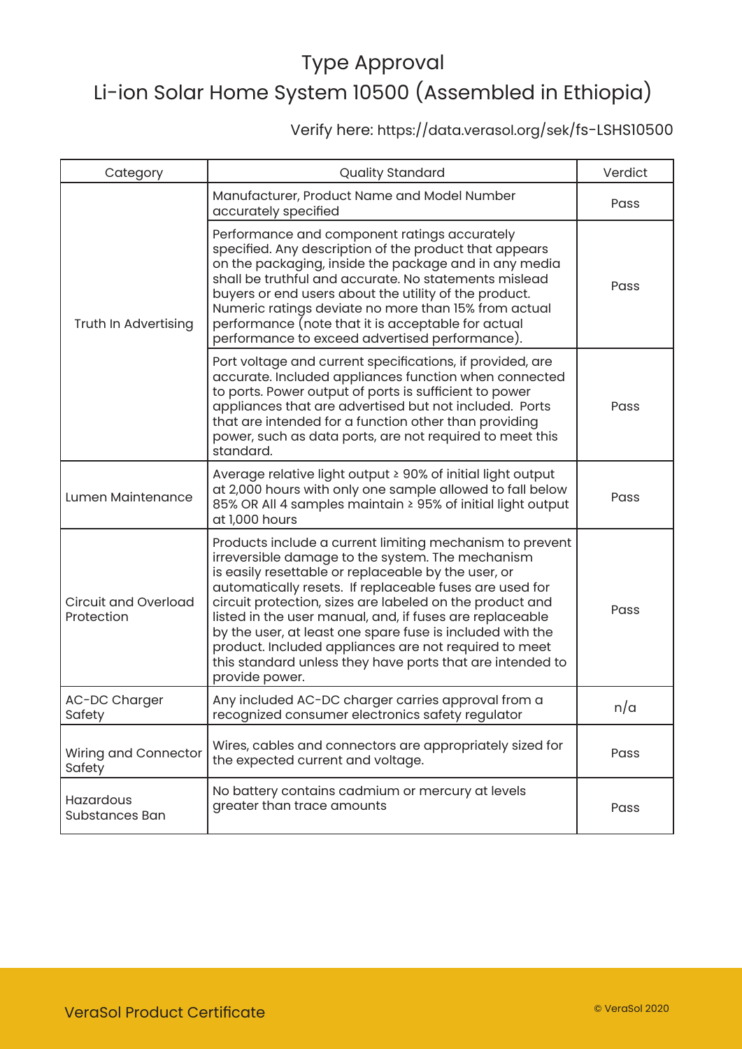# Type Approval

# Li-ion Solar Home System 10500 (Assembled in Ethiopia)

Verify here: https://data.verasol.org/sek/fs-LSHS10500

| Category | Quality Standard | Verdict |
|---|---|---|
| Truth In Advertising | Manufacturer, Product Name and Model Number accurately specified | Pass |
| | Performance and component ratings accurately specified. Any description of the product that appears on the packaging, inside the package and in any media shall be truthful and accurate. No statements mislead buyers or end users about the utility of the product. Numeric ratings deviate no more than 15% from actual performance (note that it is acceptable for actual performance to exceed advertised performance). | Pass |
| | Port voltage and current specifications, if provided, are accurate. Included appliances function when connected to ports. Power output of ports is sufficient to power appliances that are advertised but not included. Ports that are intended for a function other than providing power, such as data ports, are not required to meet this standard. | Pass |
| Lumen Maintenance | Average relative light output ≥ 90% of initial light output at 2,000 hours with only one sample allowed to fall below 85% OR All 4 samples maintain ≥ 95% of initial light output at 1,000 hours | Pass |
| Circuit and Overload Protection | Products include a current limiting mechanism to prevent irreversible damage to the system. The mechanism is easily resettable or replaceable by the user, or automatically resets. If replaceable fuses are used for circuit protection, sizes are labeled on the product and listed in the user manual, and, if fuses are replaceable by the user, at least one spare fuse is included with the product. Included appliances are not required to meet this standard unless they have ports that are intended to provide power. | Pass |
| AC-DC Charger Safety | Any included AC-DC charger carries approval from a recognized consumer electronics safety regulator | n/a |
| Wiring and Connector Safety | Wires, cables and connectors are appropriately sized for the expected current and voltage. | Pass |
| Hazardous Substances Ban | No battery contains cadmium or mercury at levels greater than trace amounts | Pass |

VeraSol Product Certificate

© VeraSol 2020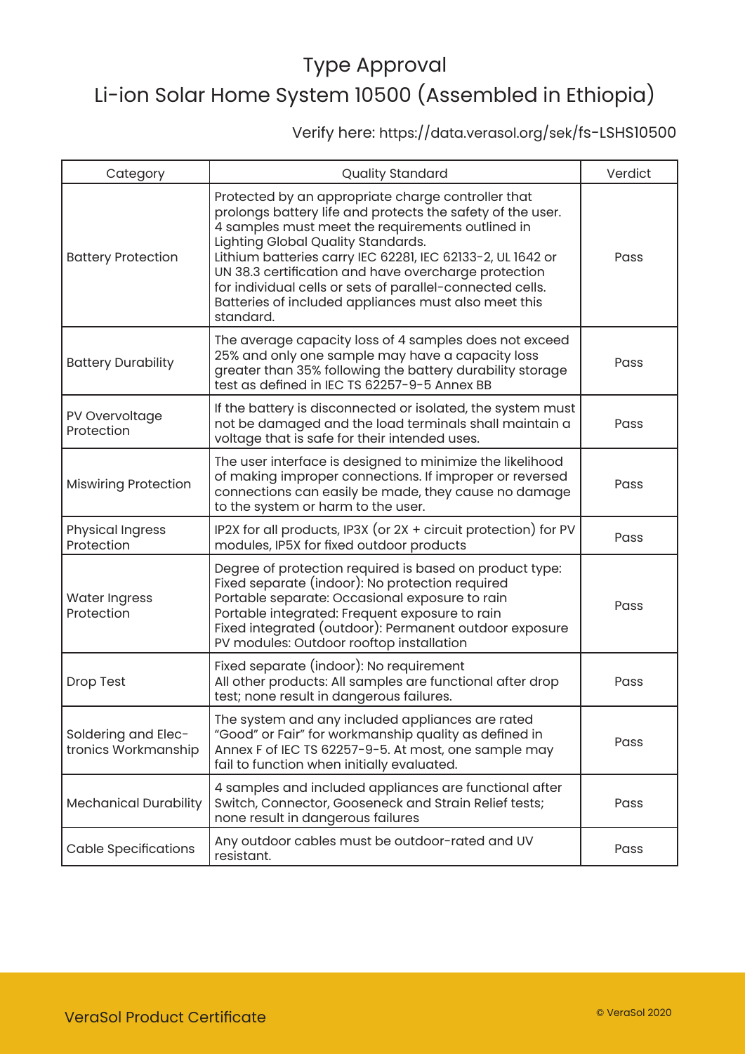# Type Approval

# Li-ion Solar Home System 10500 (Assembled in Ethiopia)

Verify here: https://data.verasol.org/sek/fs-LSHS10500

| Category | Quality Standard | Verdict |
|---|---|---|
| Battery Protection | Protected by an appropriate charge controller that prolongs battery life and protects the safety of the user. 4 samples must meet the requirements outlined in Lighting Global Quality Standards. Lithium batteries carry IEC 62281, IEC 62133-2, UL 1642 or UN 38.3 certification and have overcharge protection for individual cells or sets of parallel-connected cells. Batteries of included appliances must also meet this standard. | Pass |
| Battery Durability | The average capacity loss of 4 samples does not exceed 25% and only one sample may have a capacity loss greater than 35% following the battery durability storage test as defined in IEC TS 62257-9-5 Annex BB | Pass |
| PV Overvoltage Protection | If the battery is disconnected or isolated, the system must not be damaged and the load terminals shall maintain a voltage that is safe for their intended uses. | Pass |
| Miswiring Protection | The user interface is designed to minimize the likelihood of making improper connections. If improper or reversed connections can easily be made, they cause no damage to the system or harm to the user. | Pass |
| Physical Ingress Protection | IP2X for all products, IP3X (or 2X + circuit protection) for PV modules, IP5X for fixed outdoor products | Pass |
| Water Ingress Protection | Degree of protection required is based on product type: Fixed separate (indoor): No protection required Portable separate: Occasional exposure to rain Portable integrated: Frequent exposure to rain Fixed integrated (outdoor): Permanent outdoor exposure PV modules: Outdoor rooftop installation | Pass |
| Drop Test | Fixed separate (indoor): No requirement All other products: All samples are functional after drop test; none result in dangerous failures. | Pass |
| Soldering and Electronics Workmanship | The system and any included appliances are rated "Good" or Fair" for workmanship quality as defined in Annex F of IEC TS 62257-9-5. At most, one sample may fail to function when initially evaluated. | Pass |
| Mechanical Durability | 4 samples and included appliances are functional after Switch, Connector, Gooseneck and Strain Relief tests; none result in dangerous failures | Pass |
| Cable Specifications | Any outdoor cables must be outdoor-rated and UV resistant. | Pass |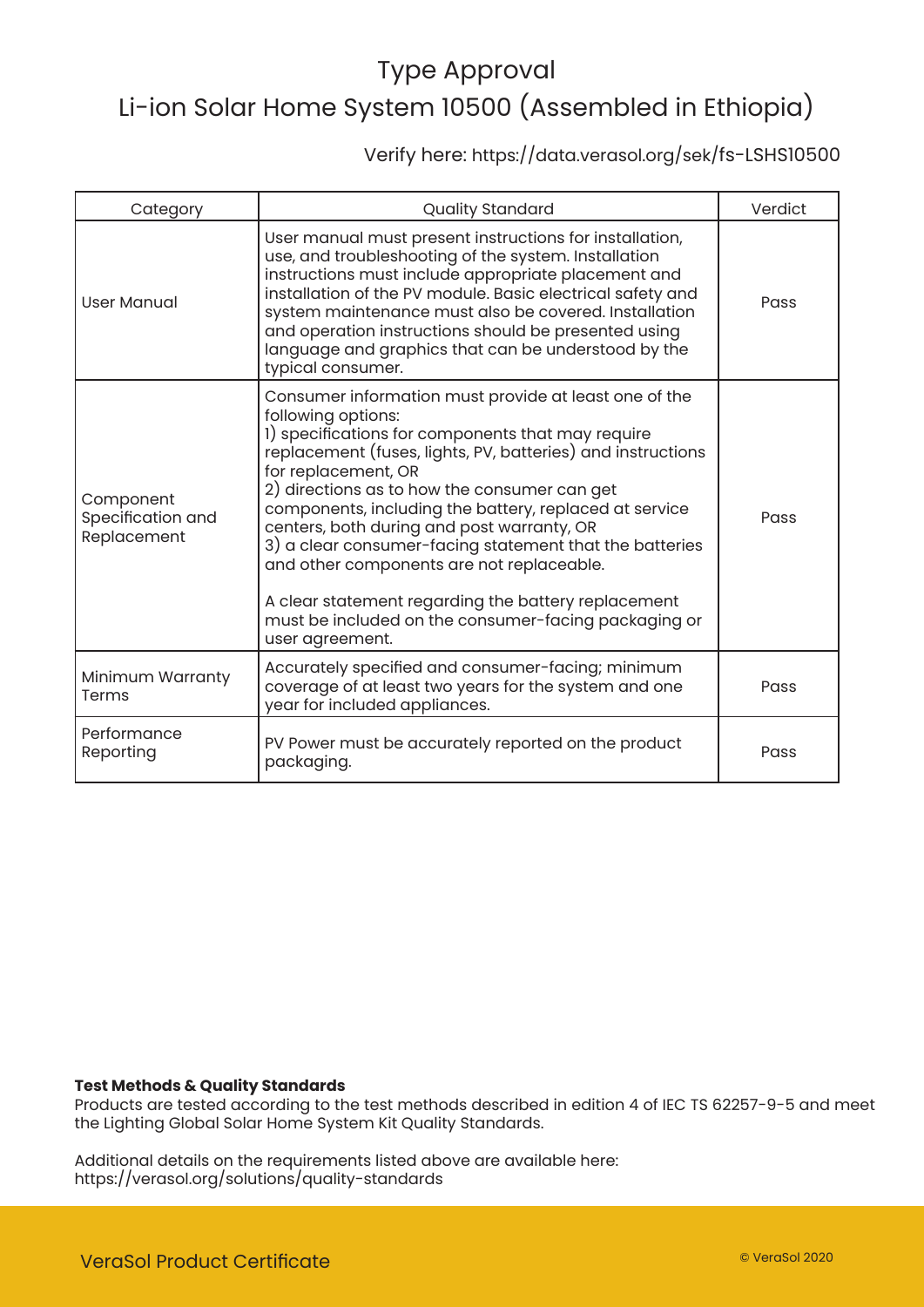# Type Approval

## Li-ion Solar Home System 10500 (Assembled in Ethiopia)

Verify here: https://data.verasol.org/sek/fs-LSHS10500

| Category | Quality Standard | Verdict |
|---|---|---|
| User Manual | User manual must present instructions for installation, use, and troubleshooting of the system. Installation instructions must include appropriate placement and installation of the PV module. Basic electrical safety and system maintenance must also be covered. Installation and operation instructions should be presented using language and graphics that can be understood by the typical consumer. | Pass |
| Component Specification and Replacement | Consumer information must provide at least one of the following options:<br>1) specifications for components that may require replacement (fuses, lights, PV, batteries) and instructions for replacement, OR<br>2) directions as to how the consumer can get components, including the battery, replaced at service centers, both during and post warranty, OR<br>3) a clear consumer-facing statement that the batteries and other components are not replaceable.<br><br>A clear statement regarding the battery replacement must be included on the consumer-facing packaging or user agreement. | Pass |
| Minimum Warranty Terms | Accurately specified and consumer-facing; minimum coverage of at least two years for the system and one year for included appliances. | Pass |
| Performance Reporting | PV Power must be accurately reported on the product packaging. | Pass |

**Test Methods & Quality Standards**
Products are tested according to the test methods described in edition 4 of IEC TS 62257-9-5 and meet the Lighting Global Solar Home System Kit Quality Standards.

Additional details on the requirements listed above are available here:
https://verasol.org/solutions/quality-standards

VeraSol Product Certificate

© VeraSol 2020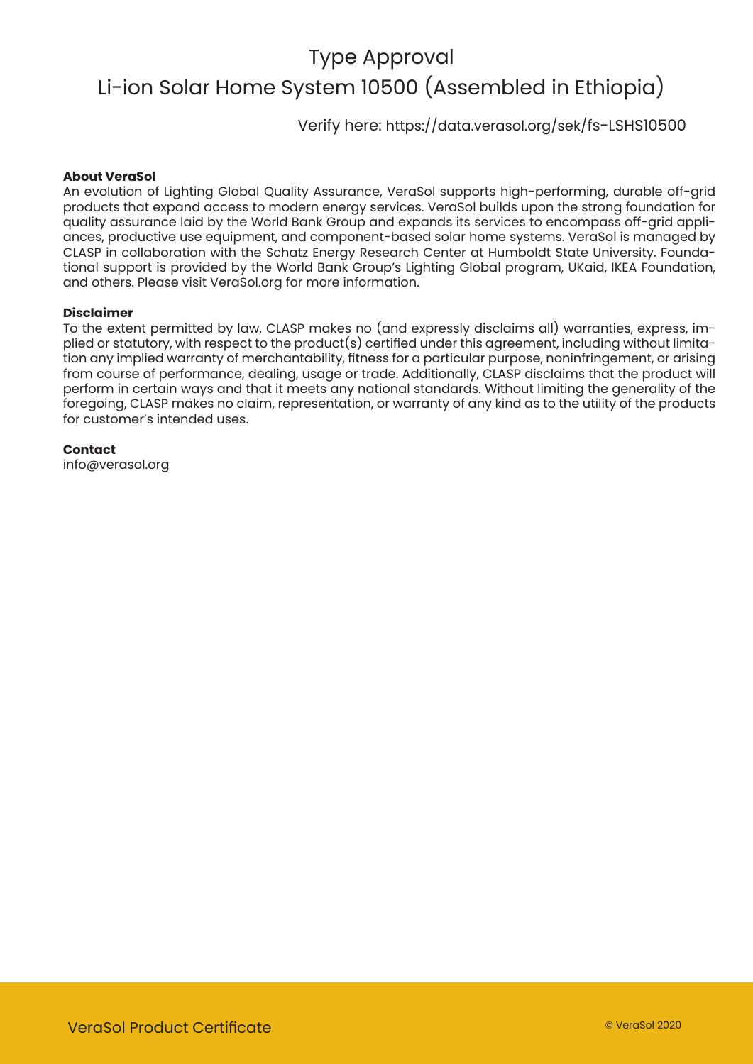# Type Approval

## Li-ion Solar Home System 10500 (Assembled in Ethiopia)

Verify here: https://data.verasol.org/sek/fs-LSHS10500

**About VeraSol**

An evolution of Lighting Global Quality Assurance, VeraSol supports high-performing, durable off-grid products that expand access to modern energy services. VeraSol builds upon the strong foundation for quality assurance laid by the World Bank Group and expands its services to encompass off-grid appliances, productive use equipment, and component-based solar home systems. VeraSol is managed by CLASP in collaboration with the Schatz Energy Research Center at Humboldt State University. Foundational support is provided by the World Bank Group's Lighting Global program, UKaid, IKEA Foundation, and others. Please visit VeraSol.org for more information.

**Disclaimer**

To the extent permitted by law, CLASP makes no (and expressly disclaims all) warranties, express, implied or statutory, with respect to the product(s) certified under this agreement, including without limitation any implied warranty of merchantability, fitness for a particular purpose, noninfringement, or arising from course of performance, dealing, usage or trade. Additionally, CLASP disclaims that the product will perform in certain ways and that it meets any national standards. Without limiting the generality of the foregoing, CLASP makes no claim, representation, or warranty of any kind as to the utility of the products for customer's intended uses.

**Contact**

info@verasol.org